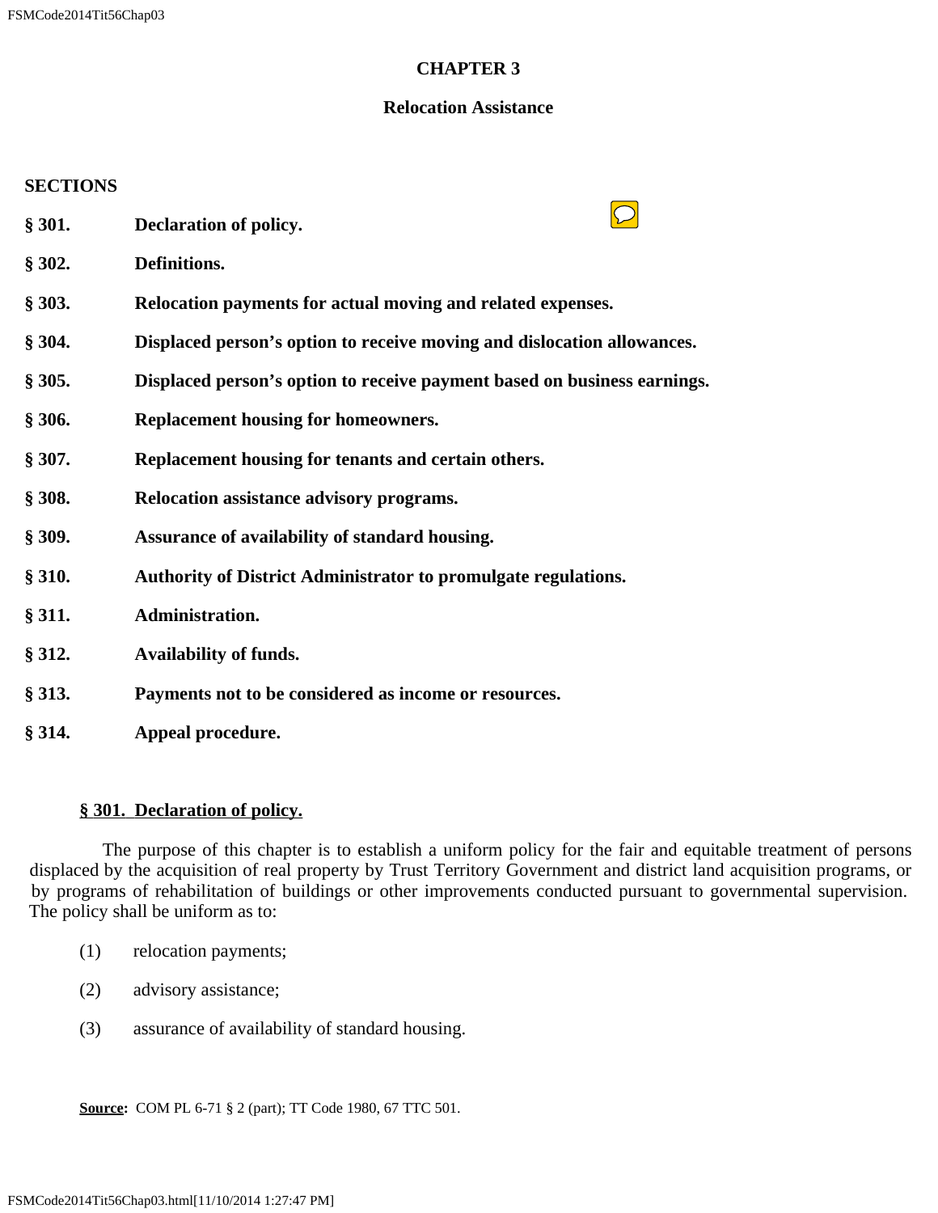# CHAPTER 3

## Relocation Assistance

**SECTIONS**

**§ 301. Declaration of policy.**

**§ 302. Definitions.**

**§ 303. Relocation payments for actual moving and related expenses.**

**§ 304. Displaced person's option to receive moving and dislocation allowances.**

**§ 305. Displaced person's option to receive payment based on business earnings.**

**§ 306. Replacement housing for homeowners.**

**§ 307. Replacement housing for tenants and certain others.**

**§ 308. Relocation assistance advisory programs.**

**§ 309. Assurance of availability of standard housing.**

**§ 310. Authority of District Administrator to promulgate regulations.**

**§ 311. Administration.**

**§ 312. Availability of funds.**

**§ 313. Payments not to be considered as income or resources.**

**§ 314. Appeal procedure.**

### § 301. Declaration of policy.

The purpose of this chapter is to establish a uniform policy for the fair and equitable treatment of persons displaced by the acquisition of real property by Trust Territory Government and district land acquisition programs, or by programs of rehabilitation of buildings or other improvements conducted pursuant to governmental supervision. The policy shall be uniform as to:

(1) relocation payments;

(2) advisory assistance;

(3) assurance of availability of standard housing.

**Source:** COM PL 6-71 § 2 (part); TT Code 1980, 67 TTC 501.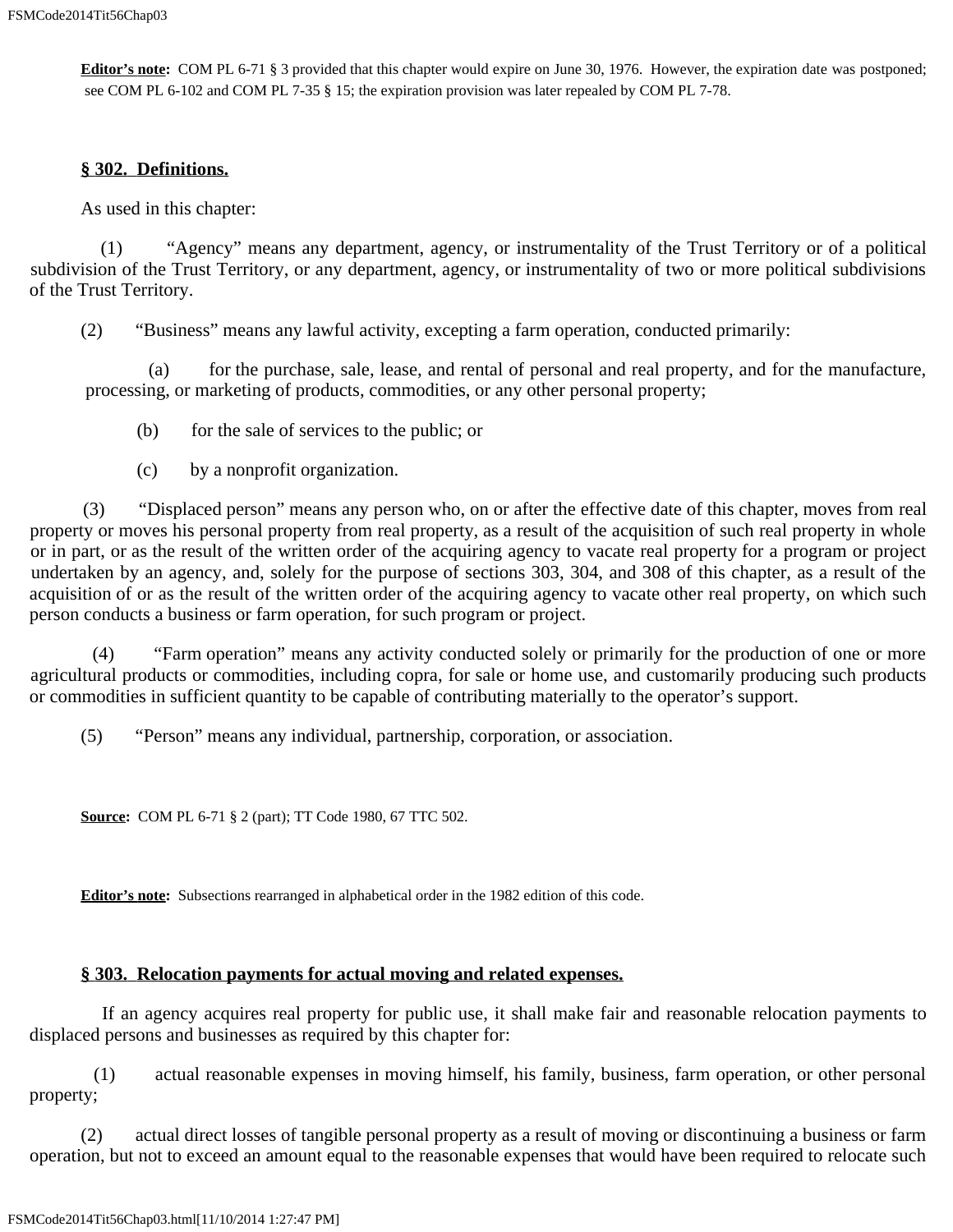**Editor's note:** COM PL 6-71 § 3 provided that this chapter would expire on June 30, 1976. However, the expiration date was postponed; see COM PL 6-102 and COM PL 7-35 § 15; the expiration provision was later repealed by COM PL 7-78.

### § 302. Definitions.

As used in this chapter:

(1) "Agency" means any department, agency, or instrumentality of the Trust Territory or of a political subdivision of the Trust Territory, or any department, agency, or instrumentality of two or more political subdivisions of the Trust Territory.

(2) "Business" means any lawful activity, excepting a farm operation, conducted primarily:

(a) for the purchase, sale, lease, and rental of personal and real property, and for the manufacture, processing, or marketing of products, commodities, or any other personal property;

(b) for the sale of services to the public; or

(c) by a nonprofit organization.

(3) "Displaced person" means any person who, on or after the effective date of this chapter, moves from real property or moves his personal property from real property, as a result of the acquisition of such real property in whole or in part, or as the result of the written order of the acquiring agency to vacate real property for a program or project undertaken by an agency, and, solely for the purpose of sections 303, 304, and 308 of this chapter, as a result of the acquisition of or as the result of the written order of the acquiring agency to vacate other real property, on which such person conducts a business or farm operation, for such program or project.

(4) "Farm operation" means any activity conducted solely or primarily for the production of one or more agricultural products or commodities, including copra, for sale or home use, and customarily producing such products or commodities in sufficient quantity to be capable of contributing materially to the operator's support.

(5) "Person" means any individual, partnership, corporation, or association.

**Source:** COM PL 6-71 § 2 (part); TT Code 1980, 67 TTC 502.

**Editor's note:** Subsections rearranged in alphabetical order in the 1982 edition of this code.

### § 303. Relocation payments for actual moving and related expenses.

If an agency acquires real property for public use, it shall make fair and reasonable relocation payments to displaced persons and businesses as required by this chapter for:

(1) actual reasonable expenses in moving himself, his family, business, farm operation, or other personal property;

(2) actual direct losses of tangible personal property as a result of moving or discontinuing a business or farm operation, but not to exceed an amount equal to the reasonable expenses that would have been required to relocate such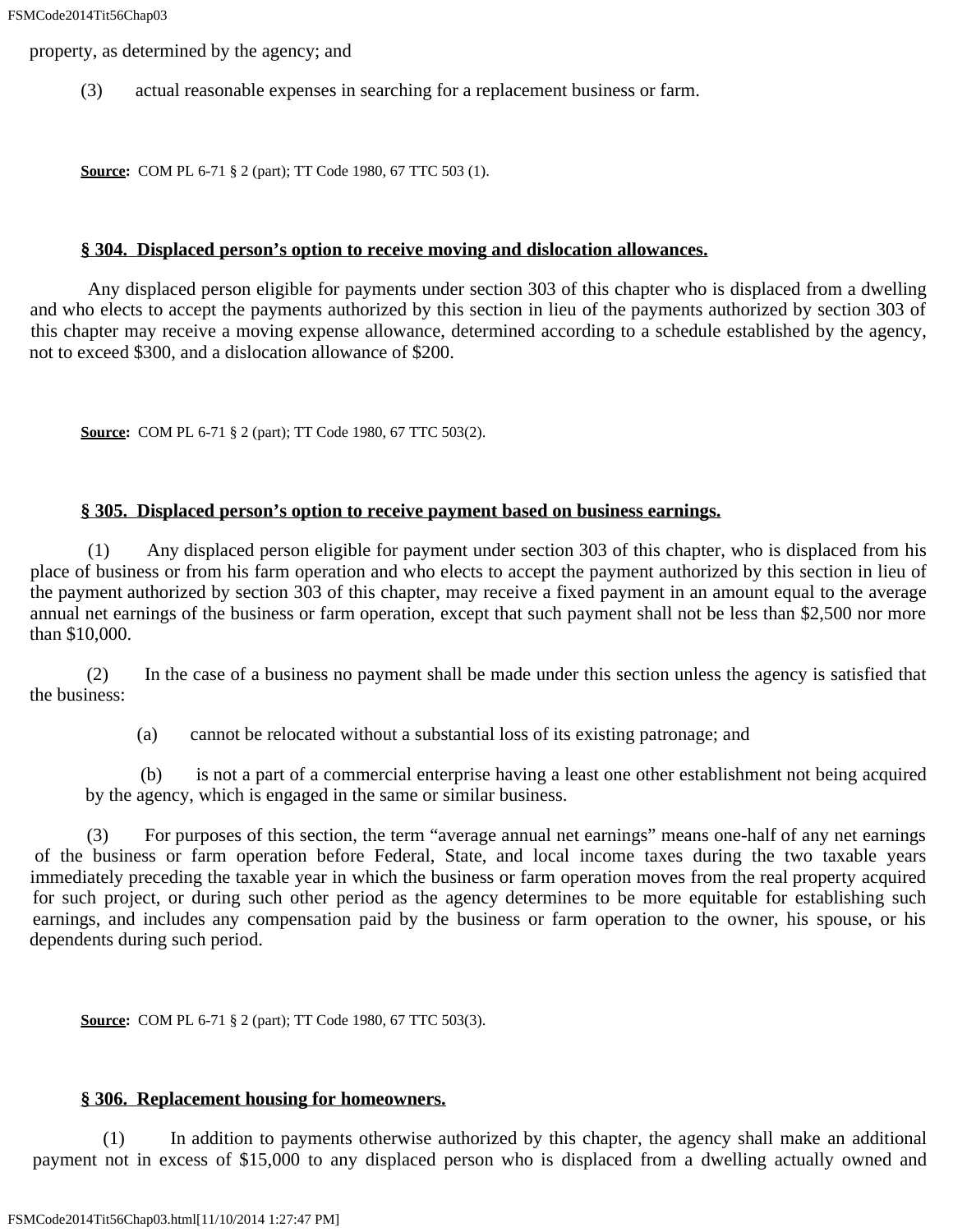property, as determined by the agency; and

(3) actual reasonable expenses in searching for a replacement business or farm.

**Source:** COM PL 6-71 § 2 (part); TT Code 1980, 67 TTC 503 (1).

### § 304. Displaced person's option to receive moving and dislocation allowances.

Any displaced person eligible for payments under section 303 of this chapter who is displaced from a dwelling and who elects to accept the payments authorized by this section in lieu of the payments authorized by section 303 of this chapter may receive a moving expense allowance, determined according to a schedule established by the agency, not to exceed $300, and a dislocation allowance of $200.

**Source:** COM PL 6-71 § 2 (part); TT Code 1980, 67 TTC 503(2).

### § 305. Displaced person's option to receive payment based on business earnings.

(1) Any displaced person eligible for payment under section 303 of this chapter, who is displaced from his place of business or from his farm operation and who elects to accept the payment authorized by this section in lieu of the payment authorized by section 303 of this chapter, may receive a fixed payment in an amount equal to the average annual net earnings of the business or farm operation, except that such payment shall not be less than $2,500 nor more than $10,000.

(2) In the case of a business no payment shall be made under this section unless the agency is satisfied that the business:

(a) cannot be relocated without a substantial loss of its existing patronage; and

(b) is not a part of a commercial enterprise having a least one other establishment not being acquired by the agency, which is engaged in the same or similar business.

(3) For purposes of this section, the term "average annual net earnings" means one-half of any net earnings of the business or farm operation before Federal, State, and local income taxes during the two taxable years immediately preceding the taxable year in which the business or farm operation moves from the real property acquired for such project, or during such other period as the agency determines to be more equitable for establishing such earnings, and includes any compensation paid by the business or farm operation to the owner, his spouse, or his dependents during such period.

**Source:** COM PL 6-71 § 2 (part); TT Code 1980, 67 TTC 503(3).

### § 306. Replacement housing for homeowners.

(1) In addition to payments otherwise authorized by this chapter, the agency shall make an additional payment not in excess of $15,000 to any displaced person who is displaced from a dwelling actually owned and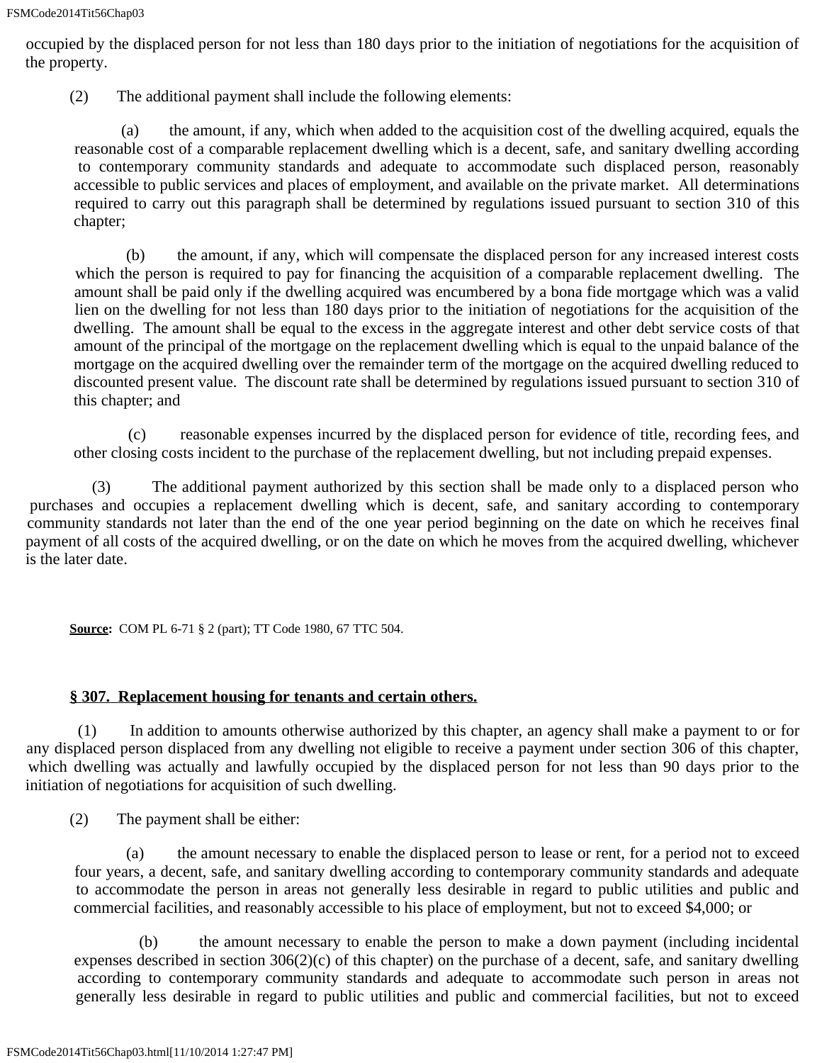occupied by the displaced person for not less than 180 days prior to the initiation of negotiations for the acquisition of the property.

(2) The additional payment shall include the following elements:

(a) the amount, if any, which when added to the acquisition cost of the dwelling acquired, equals the reasonable cost of a comparable replacement dwelling which is a decent, safe, and sanitary dwelling according to contemporary community standards and adequate to accommodate such displaced person, reasonably accessible to public services and places of employment, and available on the private market. All determinations required to carry out this paragraph shall be determined by regulations issued pursuant to section 310 of this chapter;

(b) the amount, if any, which will compensate the displaced person for any increased interest costs which the person is required to pay for financing the acquisition of a comparable replacement dwelling. The amount shall be paid only if the dwelling acquired was encumbered by a bona fide mortgage which was a valid lien on the dwelling for not less than 180 days prior to the initiation of negotiations for the acquisition of the dwelling. The amount shall be equal to the excess in the aggregate interest and other debt service costs of that amount of the principal of the mortgage on the replacement dwelling which is equal to the unpaid balance of the mortgage on the acquired dwelling over the remainder term of the mortgage on the acquired dwelling reduced to discounted present value. The discount rate shall be determined by regulations issued pursuant to section 310 of this chapter; and

(c) reasonable expenses incurred by the displaced person for evidence of title, recording fees, and other closing costs incident to the purchase of the replacement dwelling, but not including prepaid expenses.

(3) The additional payment authorized by this section shall be made only to a displaced person who purchases and occupies a replacement dwelling which is decent, safe, and sanitary according to contemporary community standards not later than the end of the one year period beginning on the date on which he receives final payment of all costs of the acquired dwelling, or on the date on which he moves from the acquired dwelling, whichever is the later date.

**Source:** COM PL 6-71 § 2 (part); TT Code 1980, 67 TTC 504.

### § 307. Replacement housing for tenants and certain others.

(1) In addition to amounts otherwise authorized by this chapter, an agency shall make a payment to or for any displaced person displaced from any dwelling not eligible to receive a payment under section 306 of this chapter, which dwelling was actually and lawfully occupied by the displaced person for not less than 90 days prior to the initiation of negotiations for acquisition of such dwelling.

(2) The payment shall be either:

(a) the amount necessary to enable the displaced person to lease or rent, for a period not to exceed four years, a decent, safe, and sanitary dwelling according to contemporary community standards and adequate to accommodate the person in areas not generally less desirable in regard to public utilities and public and commercial facilities, and reasonably accessible to his place of employment, but not to exceed $4,000; or

(b) the amount necessary to enable the person to make a down payment (including incidental expenses described in section 306(2)(c) of this chapter) on the purchase of a decent, safe, and sanitary dwelling according to contemporary community standards and adequate to accommodate such person in areas not generally less desirable in regard to public utilities and public and commercial facilities, but not to exceed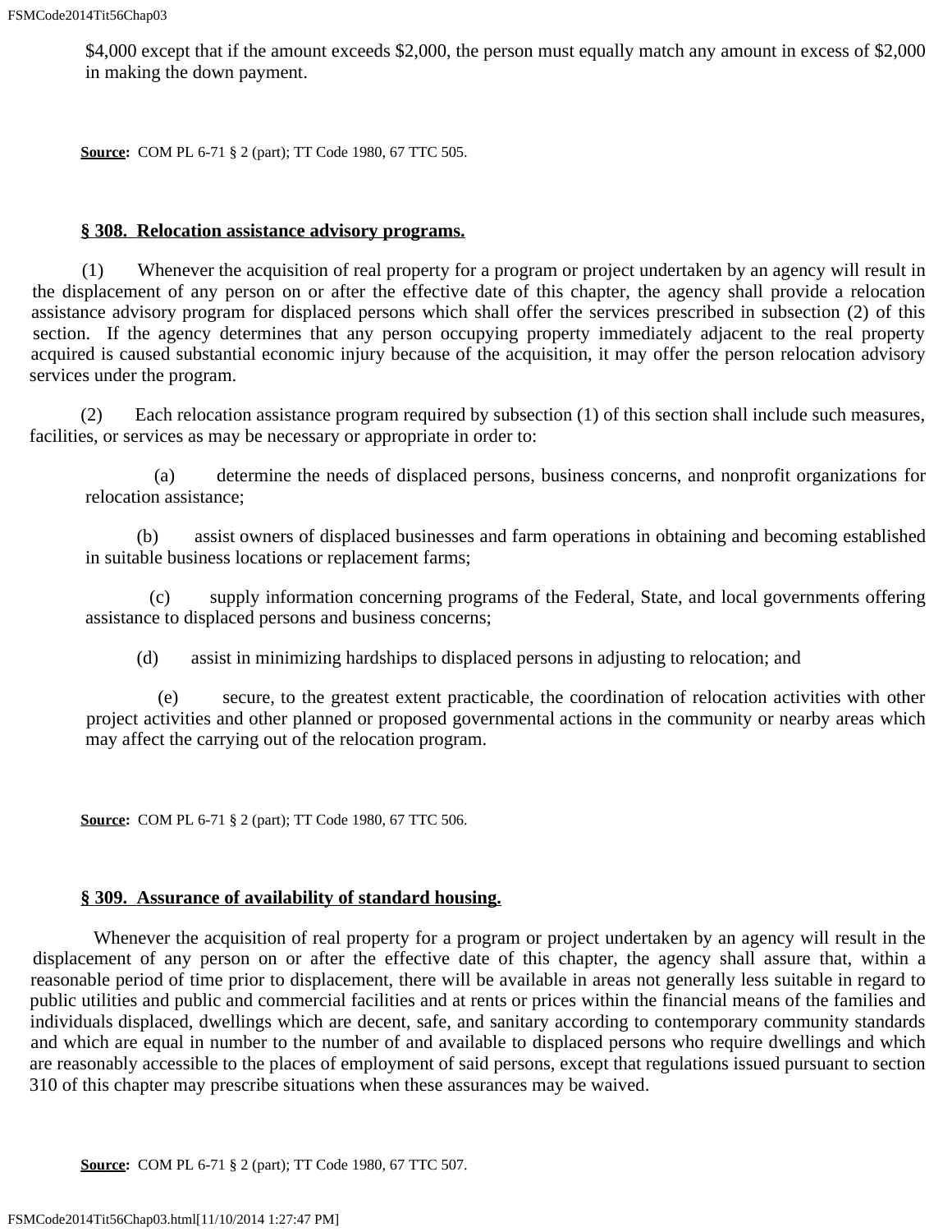$4,000 except that if the amount exceeds $2,000, the person must equally match any amount in excess of $2,000 in making the down payment.

**Source:** COM PL 6-71 § 2 (part); TT Code 1980, 67 TTC 505.

**§ 308. Relocation assistance advisory programs.**

(1) Whenever the acquisition of real property for a program or project undertaken by an agency will result in the displacement of any person on or after the effective date of this chapter, the agency shall provide a relocation assistance advisory program for displaced persons which shall offer the services prescribed in subsection (2) of this section. If the agency determines that any person occupying property immediately adjacent to the real property acquired is caused substantial economic injury because of the acquisition, it may offer the person relocation advisory services under the program.

(2) Each relocation assistance program required by subsection (1) of this section shall include such measures, facilities, or services as may be necessary or appropriate in order to:

(a) determine the needs of displaced persons, business concerns, and nonprofit organizations for relocation assistance;

(b) assist owners of displaced businesses and farm operations in obtaining and becoming established in suitable business locations or replacement farms;

(c) supply information concerning programs of the Federal, State, and local governments offering assistance to displaced persons and business concerns;

(d) assist in minimizing hardships to displaced persons in adjusting to relocation; and

(e) secure, to the greatest extent practicable, the coordination of relocation activities with other project activities and other planned or proposed governmental actions in the community or nearby areas which may affect the carrying out of the relocation program.

**Source:** COM PL 6-71 § 2 (part); TT Code 1980, 67 TTC 506.

**§ 309. Assurance of availability of standard housing.**

Whenever the acquisition of real property for a program or project undertaken by an agency will result in the displacement of any person on or after the effective date of this chapter, the agency shall assure that, within a reasonable period of time prior to displacement, there will be available in areas not generally less suitable in regard to public utilities and public and commercial facilities and at rents or prices within the financial means of the families and individuals displaced, dwellings which are decent, safe, and sanitary according to contemporary community standards and which are equal in number to the number of and available to displaced persons who require dwellings and which are reasonably accessible to the places of employment of said persons, except that regulations issued pursuant to section 310 of this chapter may prescribe situations when these assurances may be waived.

**Source:** COM PL 6-71 § 2 (part); TT Code 1980, 67 TTC 507.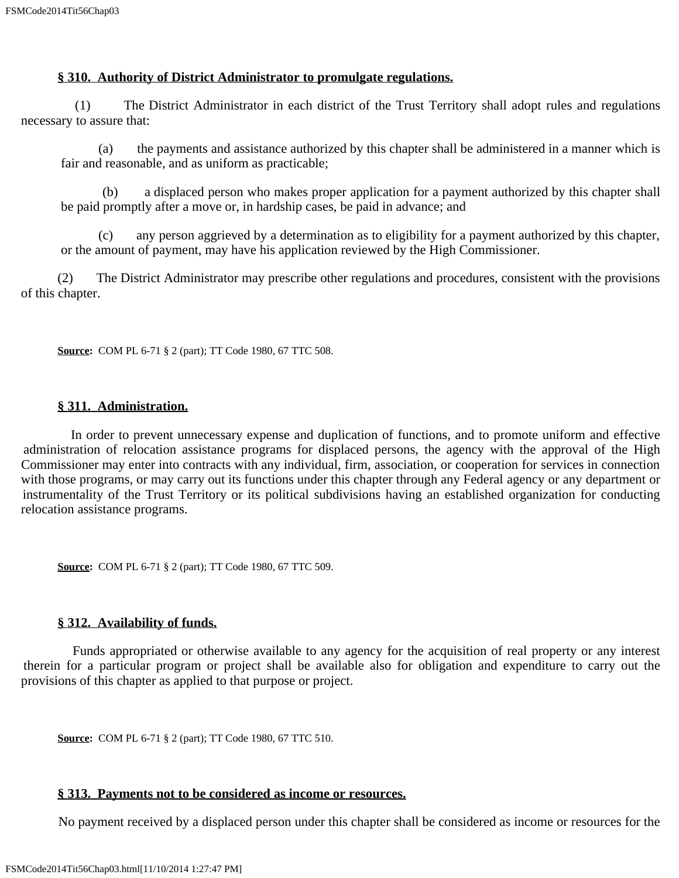**§ 310. Authority of District Administrator to promulgate regulations.**

(1) The District Administrator in each district of the Trust Territory shall adopt rules and regulations necessary to assure that:

(a) the payments and assistance authorized by this chapter shall be administered in a manner which is fair and reasonable, and as uniform as practicable;

(b) a displaced person who makes proper application for a payment authorized by this chapter shall be paid promptly after a move or, in hardship cases, be paid in advance; and

(c) any person aggrieved by a determination as to eligibility for a payment authorized by this chapter, or the amount of payment, may have his application reviewed by the High Commissioner.

(2) The District Administrator may prescribe other regulations and procedures, consistent with the provisions of this chapter.

**Source:** COM PL 6-71 § 2 (part); TT Code 1980, 67 TTC 508.

**§ 311. Administration.**

In order to prevent unnecessary expense and duplication of functions, and to promote uniform and effective administration of relocation assistance programs for displaced persons, the agency with the approval of the High Commissioner may enter into contracts with any individual, firm, association, or cooperation for services in connection with those programs, or may carry out its functions under this chapter through any Federal agency or any department or instrumentality of the Trust Territory or its political subdivisions having an established organization for conducting relocation assistance programs.

**Source:** COM PL 6-71 § 2 (part); TT Code 1980, 67 TTC 509.

**§ 312. Availability of funds.**

Funds appropriated or otherwise available to any agency for the acquisition of real property or any interest therein for a particular program or project shall be available also for obligation and expenditure to carry out the provisions of this chapter as applied to that purpose or project.

**Source:** COM PL 6-71 § 2 (part); TT Code 1980, 67 TTC 510.

**§ 313. Payments not to be considered as income or resources.**

No payment received by a displaced person under this chapter shall be considered as income or resources for the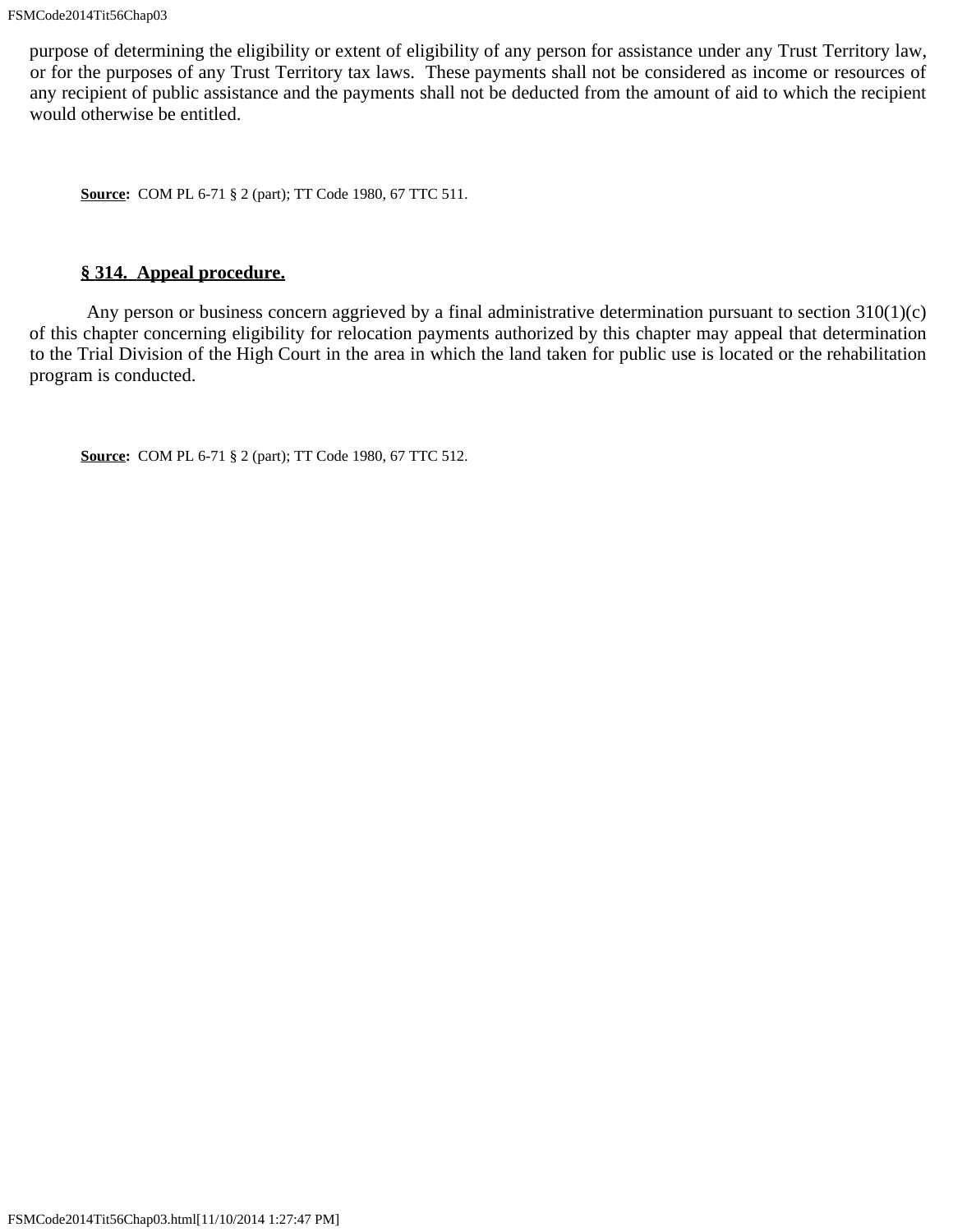purpose of determining the eligibility or extent of eligibility of any person for assistance under any Trust Territory law, or for the purposes of any Trust Territory tax laws. These payments shall not be considered as income or resources of any recipient of public assistance and the payments shall not be deducted from the amount of aid to which the recipient would otherwise be entitled.

**Source:** COM PL 6-71 § 2 (part); TT Code 1980, 67 TTC 511.

**§ 314. Appeal procedure.**

Any person or business concern aggrieved by a final administrative determination pursuant to section 310(1)(c) of this chapter concerning eligibility for relocation payments authorized by this chapter may appeal that determination to the Trial Division of the High Court in the area in which the land taken for public use is located or the rehabilitation program is conducted.

**Source:** COM PL 6-71 § 2 (part); TT Code 1980, 67 TTC 512.